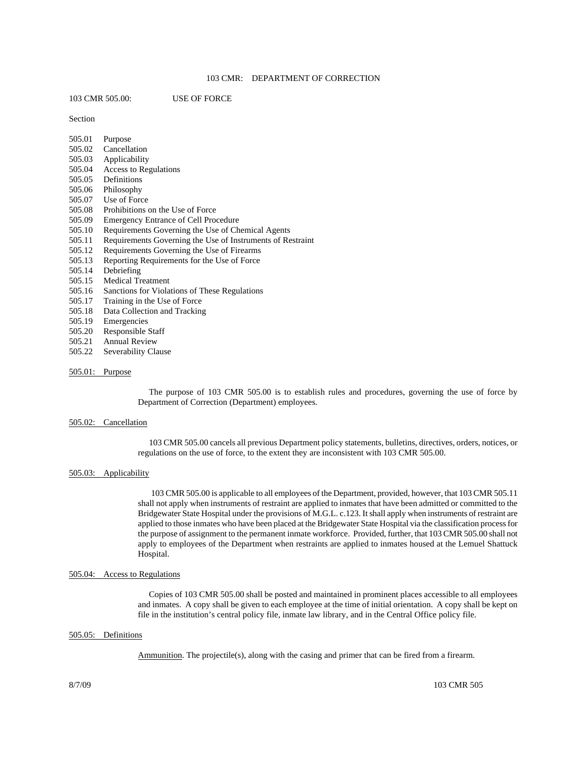# 103 CMR: DEPARTMENT OF CORRECTION

## 103 CMR 505.00: USE OF FORCE

Section

505.01 Purpose
505.02 Cancellation
505.03 Applicability
505.04 Access to Regulations
505.05 Definitions
505.06 Philosophy
505.07 Use of Force
505.08 Prohibitions on the Use of Force
505.09 Emergency Entrance of Cell Procedure
505.10 Requirements Governing the Use of Chemical Agents
505.11 Requirements Governing the Use of Instruments of Restraint
505.12 Requirements Governing the Use of Firearms
505.13 Reporting Requirements for the Use of Force
505.14 Debriefing
505.15 Medical Treatment
505.16 Sanctions for Violations of These Regulations
505.17 Training in the Use of Force
505.18 Data Collection and Tracking
505.19 Emergencies
505.20 Responsible Staff
505.21 Annual Review
505.22 Severability Clause

### 505.01: Purpose

The purpose of 103 CMR 505.00 is to establish rules and procedures, governing the use of force by Department of Correction (Department) employees.

### 505.02: Cancellation

103 CMR 505.00 cancels all previous Department policy statements, bulletins, directives, orders, notices, or regulations on the use of force, to the extent they are inconsistent with 103 CMR 505.00.

### 505.03: Applicability

103 CMR 505.00 is applicable to all employees of the Department, provided, however, that 103 CMR 505.11 shall not apply when instruments of restraint are applied to inmates that have been admitted or committed to the Bridgewater State Hospital under the provisions of M.G.L. c.123. It shall apply when instruments of restraint are applied to those inmates who have been placed at the Bridgewater State Hospital via the classification process for the purpose of assignment to the permanent inmate workforce. Provided, further, that 103 CMR 505.00 shall not apply to employees of the Department when restraints are applied to inmates housed at the Lemuel Shattuck Hospital.

### 505.04: Access to Regulations

Copies of 103 CMR 505.00 shall be posted and maintained in prominent places accessible to all employees and inmates. A copy shall be given to each employee at the time of initial orientation. A copy shall be kept on file in the institution's central policy file, inmate law library, and in the Central Office policy file.

### 505.05: Definitions

Ammunition. The projectile(s), along with the casing and primer that can be fired from a firearm.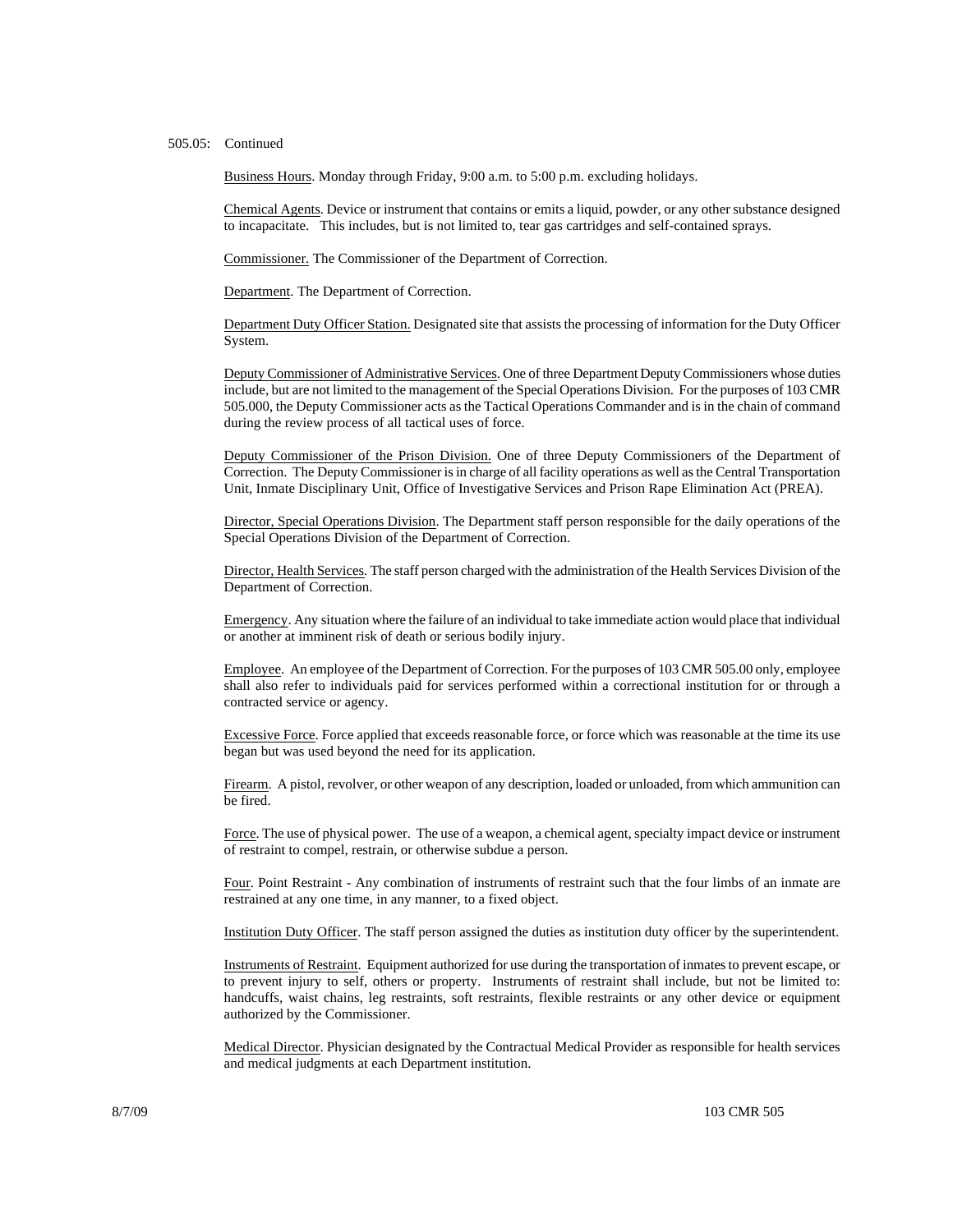505.05: Continued

Business Hours. Monday through Friday, 9:00 a.m. to 5:00 p.m. excluding holidays.

Chemical Agents. Device or instrument that contains or emits a liquid, powder, or any other substance designed to incapacitate. This includes, but is not limited to, tear gas cartridges and self-contained sprays.

Commissioner. The Commissioner of the Department of Correction.

Department. The Department of Correction.

Department Duty Officer Station. Designated site that assists the processing of information for the Duty Officer System.

Deputy Commissioner of Administrative Services. One of three Department Deputy Commissioners whose duties include, but are not limited to the management of the Special Operations Division. For the purposes of 103 CMR 505.000, the Deputy Commissioner acts as the Tactical Operations Commander and is in the chain of command during the review process of all tactical uses of force.

Deputy Commissioner of the Prison Division. One of three Deputy Commissioners of the Department of Correction. The Deputy Commissioner is in charge of all facility operations as well as the Central Transportation Unit, Inmate Disciplinary Unit, Office of Investigative Services and Prison Rape Elimination Act (PREA).

Director, Special Operations Division. The Department staff person responsible for the daily operations of the Special Operations Division of the Department of Correction.

Director, Health Services. The staff person charged with the administration of the Health Services Division of the Department of Correction.

Emergency. Any situation where the failure of an individual to take immediate action would place that individual or another at imminent risk of death or serious bodily injury.

Employee. An employee of the Department of Correction. For the purposes of 103 CMR 505.00 only, employee shall also refer to individuals paid for services performed within a correctional institution for or through a contracted service or agency.

Excessive Force. Force applied that exceeds reasonable force, or force which was reasonable at the time its use began but was used beyond the need for its application.

Firearm. A pistol, revolver, or other weapon of any description, loaded or unloaded, from which ammunition can be fired.

Force. The use of physical power. The use of a weapon, a chemical agent, specialty impact device or instrument of restraint to compel, restrain, or otherwise subdue a person.

Four. Point Restraint - Any combination of instruments of restraint such that the four limbs of an inmate are restrained at any one time, in any manner, to a fixed object.

Institution Duty Officer. The staff person assigned the duties as institution duty officer by the superintendent.

Instruments of Restraint. Equipment authorized for use during the transportation of inmates to prevent escape, or to prevent injury to self, others or property. Instruments of restraint shall include, but not be limited to: handcuffs, waist chains, leg restraints, soft restraints, flexible restraints or any other device or equipment authorized by the Commissioner.

Medical Director. Physician designated by the Contractual Medical Provider as responsible for health services and medical judgments at each Department institution.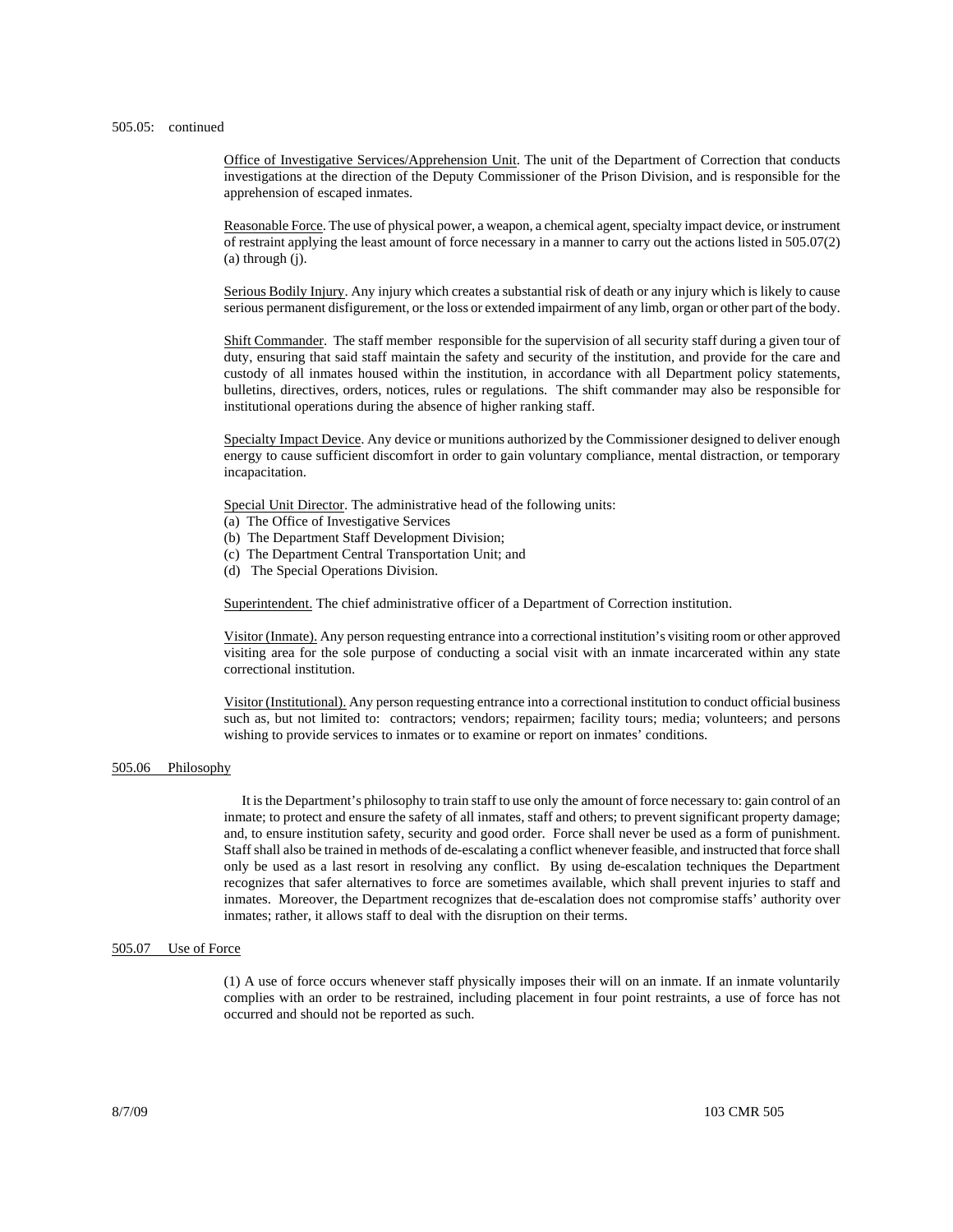505.05: continued

Office of Investigative Services/Apprehension Unit. The unit of the Department of Correction that conducts investigations at the direction of the Deputy Commissioner of the Prison Division, and is responsible for the apprehension of escaped inmates.

Reasonable Force. The use of physical power, a weapon, a chemical agent, specialty impact device, or instrument of restraint applying the least amount of force necessary in a manner to carry out the actions listed in 505.07(2) (a) through (j).

Serious Bodily Injury. Any injury which creates a substantial risk of death or any injury which is likely to cause serious permanent disfigurement, or the loss or extended impairment of any limb, organ or other part of the body.

Shift Commander. The staff member responsible for the supervision of all security staff during a given tour of duty, ensuring that said staff maintain the safety and security of the institution, and provide for the care and custody of all inmates housed within the institution, in accordance with all Department policy statements, bulletins, directives, orders, notices, rules or regulations. The shift commander may also be responsible for institutional operations during the absence of higher ranking staff.

Specialty Impact Device. Any device or munitions authorized by the Commissioner designed to deliver enough energy to cause sufficient discomfort in order to gain voluntary compliance, mental distraction, or temporary incapacitation.

Special Unit Director. The administrative head of the following units:
(a) The Office of Investigative Services
(b) The Department Staff Development Division;
(c) The Department Central Transportation Unit; and
(d) The Special Operations Division.

Superintendent. The chief administrative officer of a Department of Correction institution.

Visitor (Inmate). Any person requesting entrance into a correctional institution's visiting room or other approved visiting area for the sole purpose of conducting a social visit with an inmate incarcerated within any state correctional institution.

Visitor (Institutional). Any person requesting entrance into a correctional institution to conduct official business such as, but not limited to: contractors; vendors; repairmen; facility tours; media; volunteers; and persons wishing to provide services to inmates or to examine or report on inmates' conditions.

## 505.06 Philosophy

It is the Department's philosophy to train staff to use only the amount of force necessary to: gain control of an inmate; to protect and ensure the safety of all inmates, staff and others; to prevent significant property damage; and, to ensure institution safety, security and good order. Force shall never be used as a form of punishment. Staff shall also be trained in methods of de-escalating a conflict whenever feasible, and instructed that force shall only be used as a last resort in resolving any conflict. By using de-escalation techniques the Department recognizes that safer alternatives to force are sometimes available, which shall prevent injuries to staff and inmates. Moreover, the Department recognizes that de-escalation does not compromise staffs' authority over inmates; rather, it allows staff to deal with the disruption on their terms.

## 505.07 Use of Force

(1) A use of force occurs whenever staff physically imposes their will on an inmate. If an inmate voluntarily complies with an order to be restrained, including placement in four point restraints, a use of force has not occurred and should not be reported as such.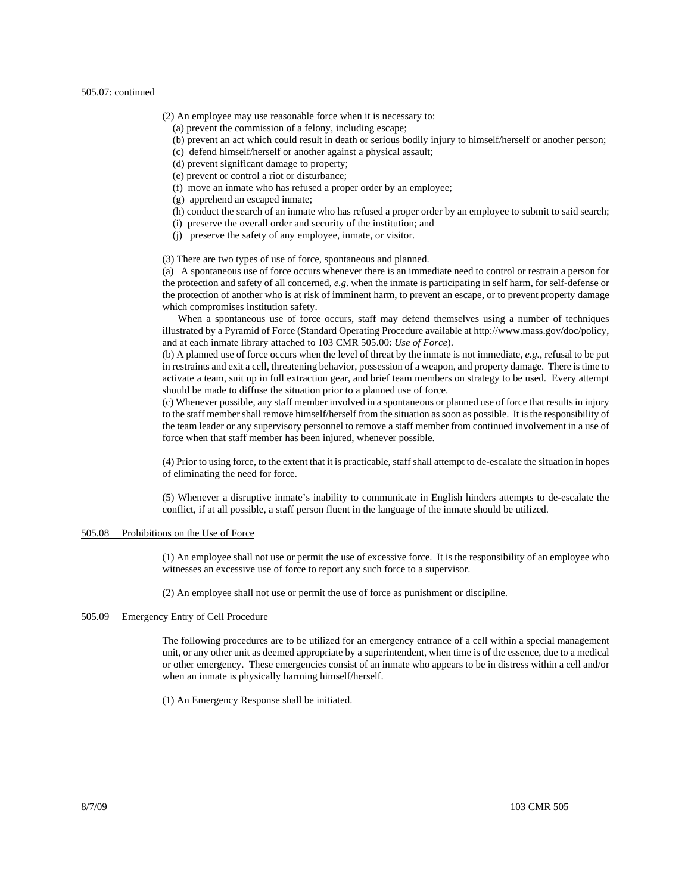505.07: continued

(2) An employee may use reasonable force when it is necessary to:

(a) prevent the commission of a felony, including escape;
(b) prevent an act which could result in death or serious bodily injury to himself/herself or another person;
(c) defend himself/herself or another against a physical assault;
(d) prevent significant damage to property;
(e) prevent or control a riot or disturbance;
(f) move an inmate who has refused a proper order by an employee;
(g) apprehend an escaped inmate;
(h) conduct the search of an inmate who has refused a proper order by an employee to submit to said search;
(i) preserve the overall order and security of the institution; and
(j) preserve the safety of any employee, inmate, or visitor.

(3) There are two types of use of force, spontaneous and planned.

(a) A spontaneous use of force occurs whenever there is an immediate need to control or restrain a person for the protection and safety of all concerned, *e.g*. when the inmate is participating in self harm, for self-defense or the protection of another who is at risk of imminent harm, to prevent an escape, or to prevent property damage which compromises institution safety.

When a spontaneous use of force occurs, staff may defend themselves using a number of techniques illustrated by a Pyramid of Force (Standard Operating Procedure available at http://www.mass.gov/doc/policy, and at each inmate library attached to 103 CMR 505.00: *Use of Force*).

(b) A planned use of force occurs when the level of threat by the inmate is not immediate, *e.g.*, refusal to be put in restraints and exit a cell, threatening behavior, possession of a weapon, and property damage. There is time to activate a team, suit up in full extraction gear, and brief team members on strategy to be used. Every attempt should be made to diffuse the situation prior to a planned use of force.

(c) Whenever possible, any staff member involved in a spontaneous or planned use of force that results in injury to the staff member shall remove himself/herself from the situation as soon as possible. It is the responsibility of the team leader or any supervisory personnel to remove a staff member from continued involvement in a use of force when that staff member has been injured, whenever possible.

(4) Prior to using force, to the extent that it is practicable, staff shall attempt to de-escalate the situation in hopes of eliminating the need for force.

(5) Whenever a disruptive inmate's inability to communicate in English hinders attempts to de-escalate the conflict, if at all possible, a staff person fluent in the language of the inmate should be utilized.

## 505.08 Prohibitions on the Use of Force

(1) An employee shall not use or permit the use of excessive force. It is the responsibility of an employee who witnesses an excessive use of force to report any such force to a supervisor.

(2) An employee shall not use or permit the use of force as punishment or discipline.

## 505.09 Emergency Entry of Cell Procedure

The following procedures are to be utilized for an emergency entrance of a cell within a special management unit, or any other unit as deemed appropriate by a superintendent, when time is of the essence, due to a medical or other emergency. These emergencies consist of an inmate who appears to be in distress within a cell and/or when an inmate is physically harming himself/herself.

(1) An Emergency Response shall be initiated.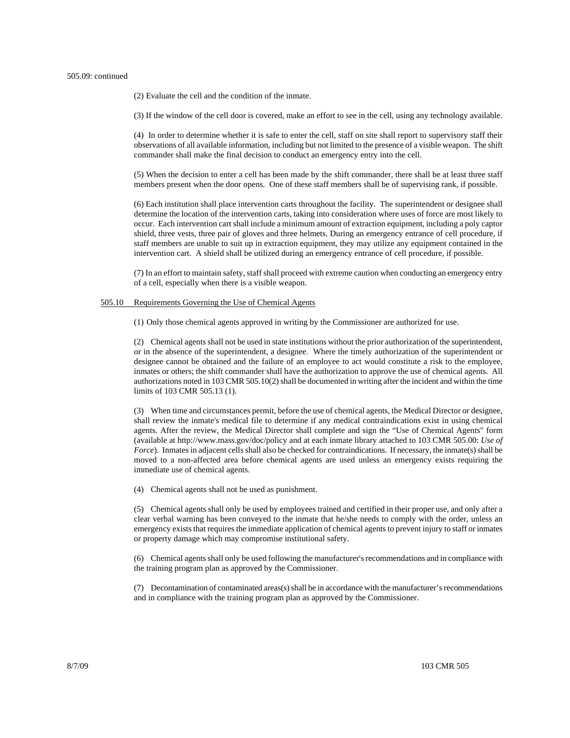505.09: continued

(2) Evaluate the cell and the condition of the inmate.

(3) If the window of the cell door is covered, make an effort to see in the cell, using any technology available.

(4) In order to determine whether it is safe to enter the cell, staff on site shall report to supervisory staff their observations of all available information, including but not limited to the presence of a visible weapon. The shift commander shall make the final decision to conduct an emergency entry into the cell.

(5) When the decision to enter a cell has been made by the shift commander, there shall be at least three staff members present when the door opens. One of these staff members shall be of supervising rank, if possible.

(6) Each institution shall place intervention carts throughout the facility. The superintendent or designee shall determine the location of the intervention carts, taking into consideration where uses of force are most likely to occur. Each intervention cart shall include a minimum amount of extraction equipment, including a poly captor shield, three vests, three pair of gloves and three helmets. During an emergency entrance of cell procedure, if staff members are unable to suit up in extraction equipment, they may utilize any equipment contained in the intervention cart. A shield shall be utilized during an emergency entrance of cell procedure, if possible.

(7) In an effort to maintain safety, staff shall proceed with extreme caution when conducting an emergency entry of a cell, especially when there is a visible weapon.

## 505.10 Requirements Governing the Use of Chemical Agents

(1) Only those chemical agents approved in writing by the Commissioner are authorized for use.

(2) Chemical agents shall not be used in state institutions without the prior authorization of the superintendent, or in the absence of the superintendent, a designee. Where the timely authorization of the superintendent or designee cannot be obtained and the failure of an employee to act would constitute a risk to the employee, inmates or others; the shift commander shall have the authorization to approve the use of chemical agents. All authorizations noted in 103 CMR 505.10(2) shall be documented in writing after the incident and within the time limits of 103 CMR 505.13 (1).

(3) When time and circumstances permit, before the use of chemical agents, the Medical Director or designee, shall review the inmate's medical file to determine if any medical contraindications exist in using chemical agents. After the review, the Medical Director shall complete and sign the "Use of Chemical Agents" form (available at http://www.mass.gov/doc/policy and at each inmate library attached to 103 CMR 505.00: *Use of Force*). Inmates in adjacent cells shall also be checked for contraindications. If necessary, the inmate(s) shall be moved to a non-affected area before chemical agents are used unless an emergency exists requiring the immediate use of chemical agents.

(4) Chemical agents shall not be used as punishment.

(5) Chemical agents shall only be used by employees trained and certified in their proper use, and only after a clear verbal warning has been conveyed to the inmate that he/she needs to comply with the order, unless an emergency exists that requires the immediate application of chemical agents to prevent injury to staff or inmates or property damage which may compromise institutional safety.

(6) Chemical agents shall only be used following the manufacturer's recommendations and in compliance with the training program plan as approved by the Commissioner.

(7) Decontamination of contaminated areas(s) shall be in accordance with the manufacturer's recommendations and in compliance with the training program plan as approved by the Commissioner.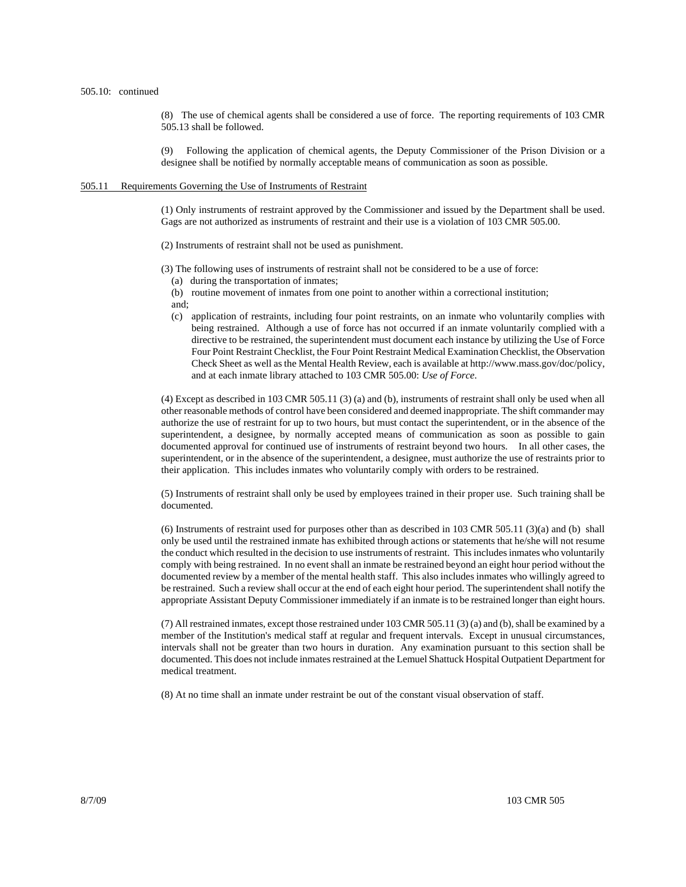505.10: continued

(8) The use of chemical agents shall be considered a use of force. The reporting requirements of 103 CMR 505.13 shall be followed.

(9) Following the application of chemical agents, the Deputy Commissioner of the Prison Division or a designee shall be notified by normally acceptable means of communication as soon as possible.

<u>505.11 Requirements Governing the Use of Instruments of Restraint</u>

(1) Only instruments of restraint approved by the Commissioner and issued by the Department shall be used. Gags are not authorized as instruments of restraint and their use is a violation of 103 CMR 505.00.

(2) Instruments of restraint shall not be used as punishment.

(3) The following uses of instruments of restraint shall not be considered to be a use of force:

(a) during the transportation of inmates;

(b) routine movement of inmates from one point to another within a correctional institution; and;

(c) application of restraints, including four point restraints, on an inmate who voluntarily complies with being restrained. Although a use of force has not occurred if an inmate voluntarily complied with a directive to be restrained, the superintendent must document each instance by utilizing the Use of Force Four Point Restraint Checklist, the Four Point Restraint Medical Examination Checklist, the Observation Check Sheet as well as the Mental Health Review, each is available at http://www.mass.gov/doc/policy, and at each inmate library attached to 103 CMR 505.00: *Use of Force*.

(4) Except as described in 103 CMR 505.11 (3) (a) and (b), instruments of restraint shall only be used when all other reasonable methods of control have been considered and deemed inappropriate. The shift commander may authorize the use of restraint for up to two hours, but must contact the superintendent, or in the absence of the superintendent, a designee, by normally accepted means of communication as soon as possible to gain documented approval for continued use of instruments of restraint beyond two hours. In all other cases, the superintendent, or in the absence of the superintendent, a designee, must authorize the use of restraints prior to their application. This includes inmates who voluntarily comply with orders to be restrained.

(5) Instruments of restraint shall only be used by employees trained in their proper use. Such training shall be documented.

(6) Instruments of restraint used for purposes other than as described in 103 CMR 505.11 (3)(a) and (b) shall only be used until the restrained inmate has exhibited through actions or statements that he/she will not resume the conduct which resulted in the decision to use instruments of restraint. This includes inmates who voluntarily comply with being restrained. In no event shall an inmate be restrained beyond an eight hour period without the documented review by a member of the mental health staff. This also includes inmates who willingly agreed to be restrained. Such a review shall occur at the end of each eight hour period. The superintendent shall notify the appropriate Assistant Deputy Commissioner immediately if an inmate is to be restrained longer than eight hours.

(7) All restrained inmates, except those restrained under 103 CMR 505.11 (3) (a) and (b), shall be examined by a member of the Institution's medical staff at regular and frequent intervals. Except in unusual circumstances, intervals shall not be greater than two hours in duration. Any examination pursuant to this section shall be documented. This does not include inmates restrained at the Lemuel Shattuck Hospital Outpatient Department for medical treatment.

(8) At no time shall an inmate under restraint be out of the constant visual observation of staff.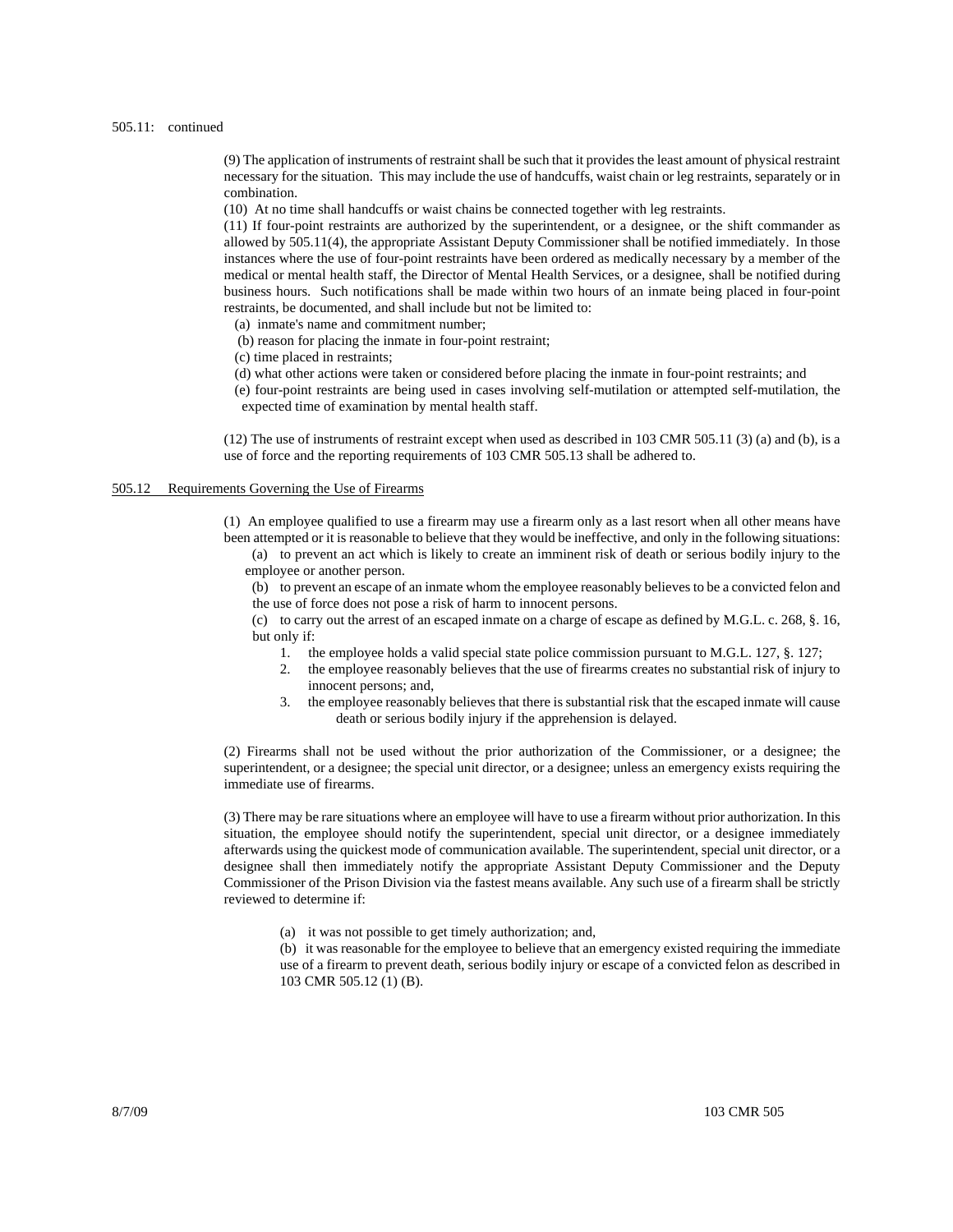505.11: continued

(9) The application of instruments of restraint shall be such that it provides the least amount of physical restraint necessary for the situation. This may include the use of handcuffs, waist chain or leg restraints, separately or in combination.

(10) At no time shall handcuffs or waist chains be connected together with leg restraints.

(11) If four-point restraints are authorized by the superintendent, or a designee, or the shift commander as allowed by 505.11(4), the appropriate Assistant Deputy Commissioner shall be notified immediately. In those instances where the use of four-point restraints have been ordered as medically necessary by a member of the medical or mental health staff, the Director of Mental Health Services, or a designee, shall be notified during business hours. Such notifications shall be made within two hours of an inmate being placed in four-point restraints, be documented, and shall include but not be limited to:

(a) inmate's name and commitment number;
(b) reason for placing the inmate in four-point restraint;
(c) time placed in restraints;
(d) what other actions were taken or considered before placing the inmate in four-point restraints; and
(e) four-point restraints are being used in cases involving self-mutilation or attempted self-mutilation, the expected time of examination by mental health staff.

(12) The use of instruments of restraint except when used as described in 103 CMR 505.11 (3) (a) and (b), is a use of force and the reporting requirements of 103 CMR 505.13 shall be adhered to.

## 505.12 Requirements Governing the Use of Firearms

(1) An employee qualified to use a firearm may use a firearm only as a last resort when all other means have been attempted or it is reasonable to believe that they would be ineffective, and only in the following situations:

(a) to prevent an act which is likely to create an imminent risk of death or serious bodily injury to the employee or another person.

(b) to prevent an escape of an inmate whom the employee reasonably believes to be a convicted felon and the use of force does not pose a risk of harm to innocent persons.

(c) to carry out the arrest of an escaped inmate on a charge of escape as defined by M.G.L. c. 268, §. 16, but only if:

1. the employee holds a valid special state police commission pursuant to M.G.L. 127, §. 127;
2. the employee reasonably believes that the use of firearms creates no substantial risk of injury to innocent persons; and,
3. the employee reasonably believes that there is substantial risk that the escaped inmate will cause death or serious bodily injury if the apprehension is delayed.

(2) Firearms shall not be used without the prior authorization of the Commissioner, or a designee; the superintendent, or a designee; the special unit director, or a designee; unless an emergency exists requiring the immediate use of firearms.

(3) There may be rare situations where an employee will have to use a firearm without prior authorization. In this situation, the employee should notify the superintendent, special unit director, or a designee immediately afterwards using the quickest mode of communication available. The superintendent, special unit director, or a designee shall then immediately notify the appropriate Assistant Deputy Commissioner and the Deputy Commissioner of the Prison Division via the fastest means available. Any such use of a firearm shall be strictly reviewed to determine if:

(a) it was not possible to get timely authorization; and,

(b) it was reasonable for the employee to believe that an emergency existed requiring the immediate use of a firearm to prevent death, serious bodily injury or escape of a convicted felon as described in 103 CMR 505.12 (1) (B).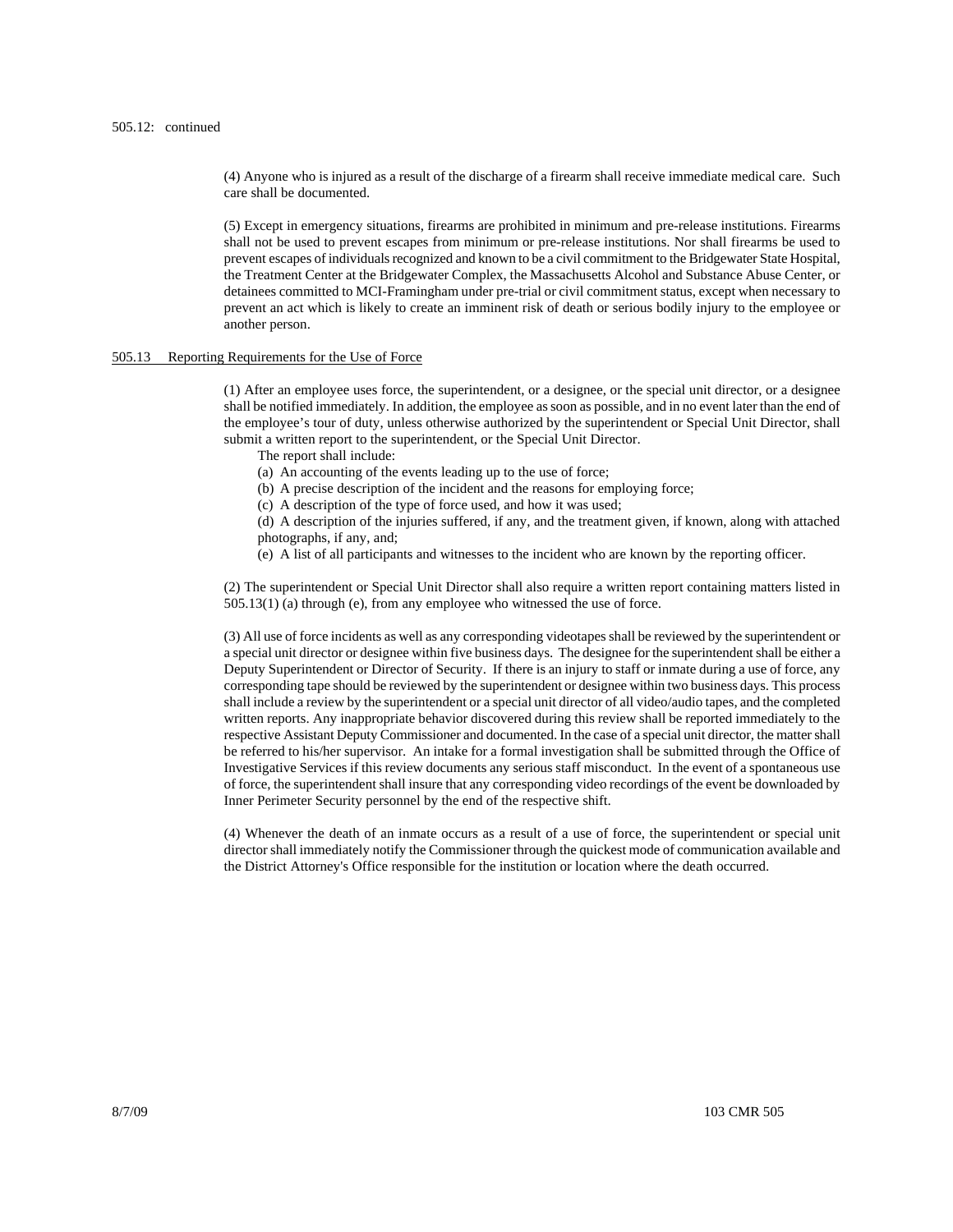505.12: continued

(4) Anyone who is injured as a result of the discharge of a firearm shall receive immediate medical care. Such care shall be documented.

(5) Except in emergency situations, firearms are prohibited in minimum and pre-release institutions. Firearms shall not be used to prevent escapes from minimum or pre-release institutions. Nor shall firearms be used to prevent escapes of individuals recognized and known to be a civil commitment to the Bridgewater State Hospital, the Treatment Center at the Bridgewater Complex, the Massachusetts Alcohol and Substance Abuse Center, or detainees committed to MCI-Framingham under pre-trial or civil commitment status, except when necessary to prevent an act which is likely to create an imminent risk of death or serious bodily injury to the employee or another person.

## 505.13 Reporting Requirements for the Use of Force

(1) After an employee uses force, the superintendent, or a designee, or the special unit director, or a designee shall be notified immediately. In addition, the employee as soon as possible, and in no event later than the end of the employee's tour of duty, unless otherwise authorized by the superintendent or Special Unit Director, shall submit a written report to the superintendent, or the Special Unit Director.

The report shall include:

(a) An accounting of the events leading up to the use of force;

(b) A precise description of the incident and the reasons for employing force;

(c) A description of the type of force used, and how it was used;

(d) A description of the injuries suffered, if any, and the treatment given, if known, along with attached photographs, if any, and;

(e) A list of all participants and witnesses to the incident who are known by the reporting officer.

(2) The superintendent or Special Unit Director shall also require a written report containing matters listed in 505.13(1) (a) through (e), from any employee who witnessed the use of force.

(3) All use of force incidents as well as any corresponding videotapes shall be reviewed by the superintendent or a special unit director or designee within five business days. The designee for the superintendent shall be either a Deputy Superintendent or Director of Security. If there is an injury to staff or inmate during a use of force, any corresponding tape should be reviewed by the superintendent or designee within two business days. This process shall include a review by the superintendent or a special unit director of all video/audio tapes, and the completed written reports. Any inappropriate behavior discovered during this review shall be reported immediately to the respective Assistant Deputy Commissioner and documented. In the case of a special unit director, the matter shall be referred to his/her supervisor. An intake for a formal investigation shall be submitted through the Office of Investigative Services if this review documents any serious staff misconduct. In the event of a spontaneous use of force, the superintendent shall insure that any corresponding video recordings of the event be downloaded by Inner Perimeter Security personnel by the end of the respective shift.

(4) Whenever the death of an inmate occurs as a result of a use of force, the superintendent or special unit director shall immediately notify the Commissioner through the quickest mode of communication available and the District Attorney's Office responsible for the institution or location where the death occurred.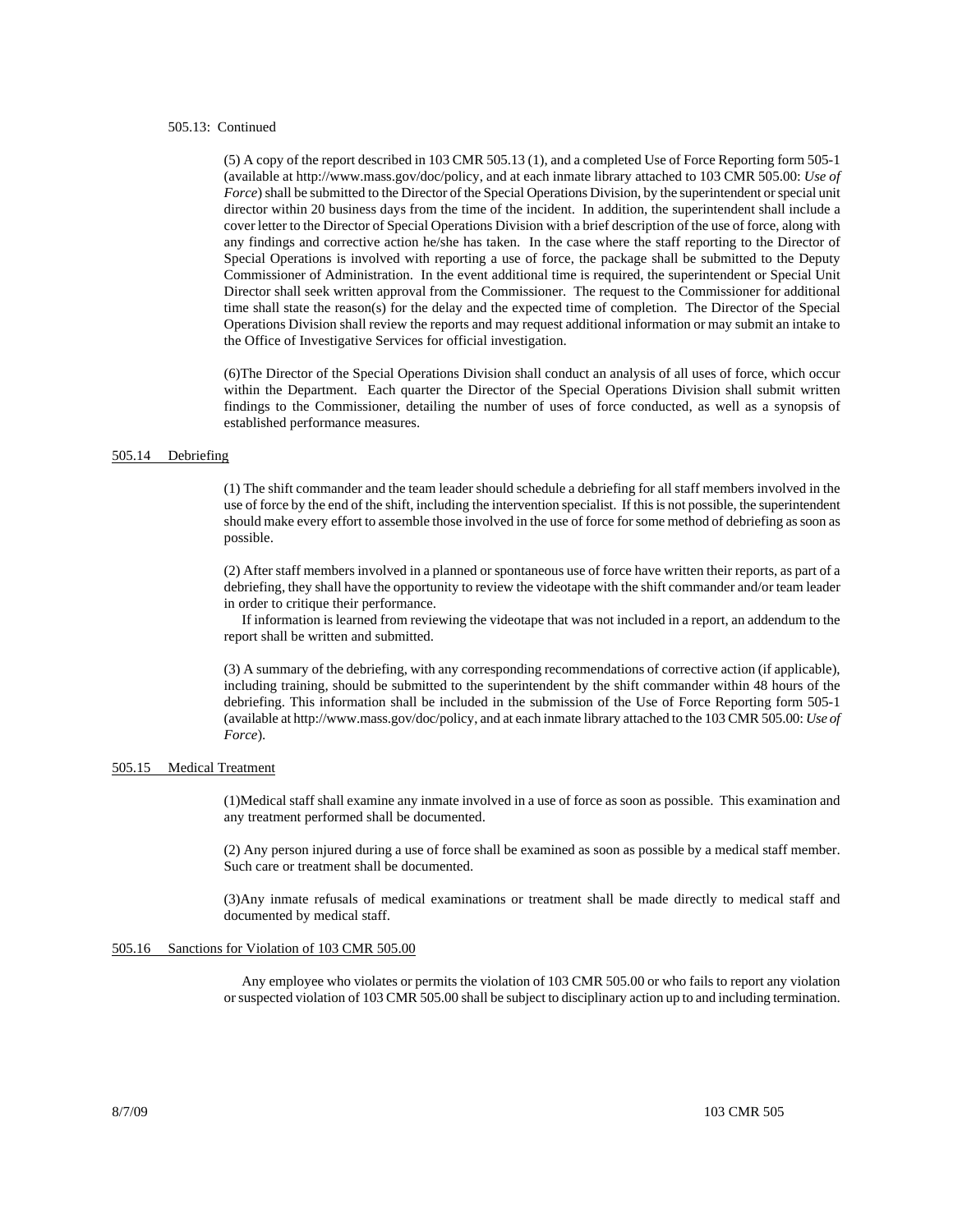505.13: Continued

(5) A copy of the report described in 103 CMR 505.13 (1), and a completed Use of Force Reporting form 505-1 (available at http://www.mass.gov/doc/policy, and at each inmate library attached to 103 CMR 505.00: *Use of Force*) shall be submitted to the Director of the Special Operations Division, by the superintendent or special unit director within 20 business days from the time of the incident. In addition, the superintendent shall include a cover letter to the Director of Special Operations Division with a brief description of the use of force, along with any findings and corrective action he/she has taken. In the case where the staff reporting to the Director of Special Operations is involved with reporting a use of force, the package shall be submitted to the Deputy Commissioner of Administration. In the event additional time is required, the superintendent or Special Unit Director shall seek written approval from the Commissioner. The request to the Commissioner for additional time shall state the reason(s) for the delay and the expected time of completion. The Director of the Special Operations Division shall review the reports and may request additional information or may submit an intake to the Office of Investigative Services for official investigation.

(6)The Director of the Special Operations Division shall conduct an analysis of all uses of force, which occur within the Department. Each quarter the Director of the Special Operations Division shall submit written findings to the Commissioner, detailing the number of uses of force conducted, as well as a synopsis of established performance measures.

## 505.14 Debriefing

(1) The shift commander and the team leader should schedule a debriefing for all staff members involved in the use of force by the end of the shift, including the intervention specialist. If this is not possible, the superintendent should make every effort to assemble those involved in the use of force for some method of debriefing as soon as possible.

(2) After staff members involved in a planned or spontaneous use of force have written their reports, as part of a debriefing, they shall have the opportunity to review the videotape with the shift commander and/or team leader in order to critique their performance.

If information is learned from reviewing the videotape that was not included in a report, an addendum to the report shall be written and submitted.

(3) A summary of the debriefing, with any corresponding recommendations of corrective action (if applicable), including training, should be submitted to the superintendent by the shift commander within 48 hours of the debriefing. This information shall be included in the submission of the Use of Force Reporting form 505-1 (available at http://www.mass.gov/doc/policy, and at each inmate library attached to the 103 CMR 505.00: *Use of Force*).

## 505.15 Medical Treatment

(1)Medical staff shall examine any inmate involved in a use of force as soon as possible. This examination and any treatment performed shall be documented.

(2) Any person injured during a use of force shall be examined as soon as possible by a medical staff member. Such care or treatment shall be documented.

(3)Any inmate refusals of medical examinations or treatment shall be made directly to medical staff and documented by medical staff.

## 505.16 Sanctions for Violation of 103 CMR 505.00

Any employee who violates or permits the violation of 103 CMR 505.00 or who fails to report any violation or suspected violation of 103 CMR 505.00 shall be subject to disciplinary action up to and including termination.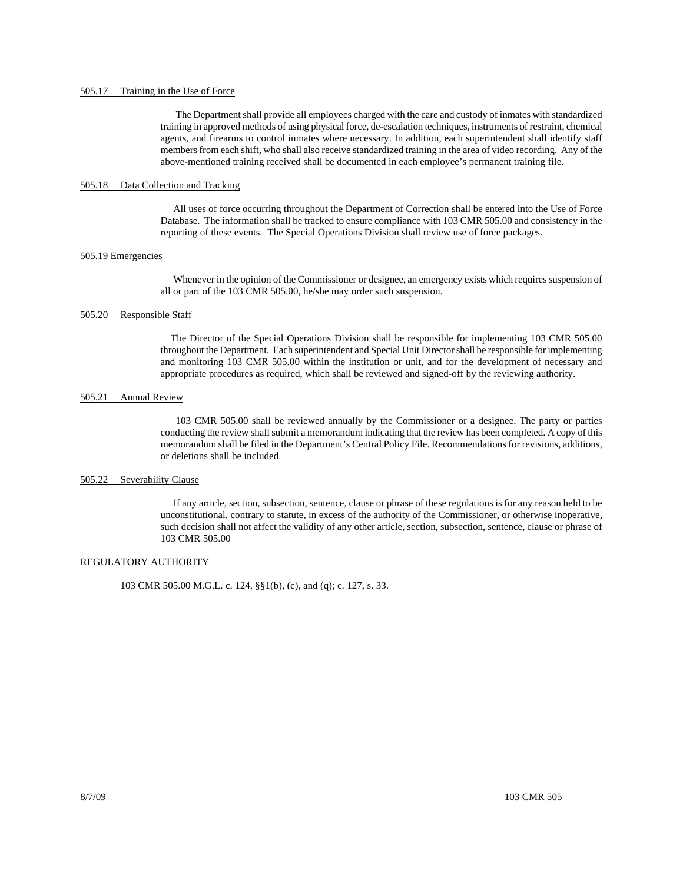505.17 Training in the Use of Force

The Department shall provide all employees charged with the care and custody of inmates with standardized training in approved methods of using physical force, de-escalation techniques, instruments of restraint, chemical agents, and firearms to control inmates where necessary. In addition, each superintendent shall identify staff members from each shift, who shall also receive standardized training in the area of video recording. Any of the above-mentioned training received shall be documented in each employee's permanent training file.

505.18 Data Collection and Tracking

All uses of force occurring throughout the Department of Correction shall be entered into the Use of Force Database. The information shall be tracked to ensure compliance with 103 CMR 505.00 and consistency in the reporting of these events. The Special Operations Division shall review use of force packages.

505.19 Emergencies

Whenever in the opinion of the Commissioner or designee, an emergency exists which requires suspension of all or part of the 103 CMR 505.00, he/she may order such suspension.

505.20 Responsible Staff

The Director of the Special Operations Division shall be responsible for implementing 103 CMR 505.00 throughout the Department. Each superintendent and Special Unit Director shall be responsible for implementing and monitoring 103 CMR 505.00 within the institution or unit, and for the development of necessary and appropriate procedures as required, which shall be reviewed and signed-off by the reviewing authority.

505.21 Annual Review

103 CMR 505.00 shall be reviewed annually by the Commissioner or a designee. The party or parties conducting the review shall submit a memorandum indicating that the review has been completed. A copy of this memorandum shall be filed in the Department's Central Policy File. Recommendations for revisions, additions, or deletions shall be included.

505.22 Severability Clause

If any article, section, subsection, sentence, clause or phrase of these regulations is for any reason held to be unconstitutional, contrary to statute, in excess of the authority of the Commissioner, or otherwise inoperative, such decision shall not affect the validity of any other article, section, subsection, sentence, clause or phrase of 103 CMR 505.00

REGULATORY AUTHORITY

103 CMR 505.00 M.G.L. c. 124, §§1(b), (c), and (q); c. 127, s. 33.